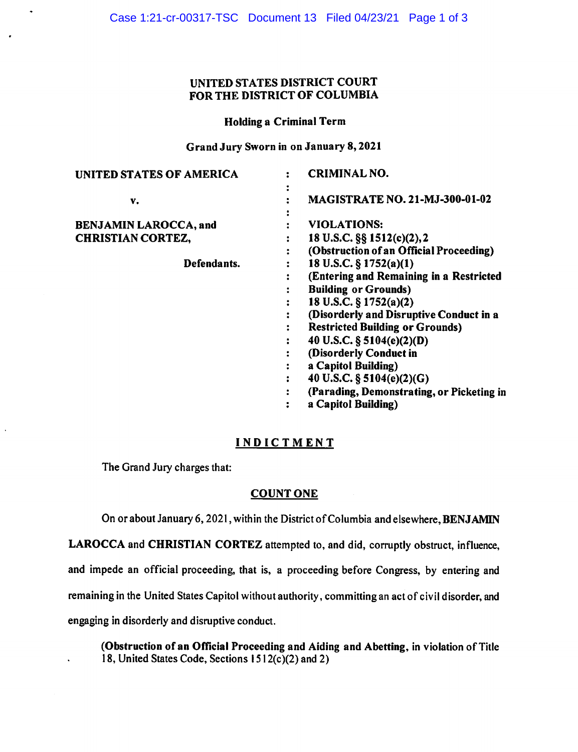UNITED STATES DISTRICT COURT
FOR THE DISTRICT OF COLUMBIA

**Holding a Criminal Term**

**Grand Jury Sworn in on January 8, 2021**

| | | |
|---|---|---|
| **UNITED STATES OF AMERICA** | : | **CRIMINAL NO.** |
| | : | |
| **v.** | : | **MAGISTRATE NO. 21-MJ-300-01-02** |
| | : | |
| **BENJAMIN LAROCCA, and** | : | **VIOLATIONS:** |
| **CHRISTIAN CORTEZ,** | : | **18 U.S.C. §§ 1512(c)(2), 2** |
| | : | **(Obstruction of an Official Proceeding)** |
| **Defendants.** | : | **18 U.S.C. § 1752(a)(1)** |
| | : | **(Entering and Remaining in a Restricted Building or Grounds)** |
| | : | **18 U.S.C. § 1752(a)(2)** |
| | : | **(Disorderly and Disruptive Conduct in a Restricted Building or Grounds)** |
| | : | **40 U.S.C. § 5104(e)(2)(D)** |
| | : | **(Disorderly Conduct in a Capitol Building)** |
| | : | **40 U.S.C. § 5104(e)(2)(G)** |
| | : | **(Parading, Demonstrating, or Picketing in a Capitol Building)** |

## INDICTMENT

The Grand Jury charges that:

## COUNT ONE

On or about January 6, 2021, within the District of Columbia and elsewhere, **BENJAMIN LAROCCA** and **CHRISTIAN CORTEZ** attempted to, and did, corruptly obstruct, influence, and impede an official proceeding, that is, a proceeding before Congress, by entering and remaining in the United States Capitol without authority, committing an act of civil disorder, and engaging in disorderly and disruptive conduct.

(**Obstruction of an Official Proceeding and Aiding and Abetting**, in violation of Title 18, United States Code, Sections 1512(c)(2) and 2)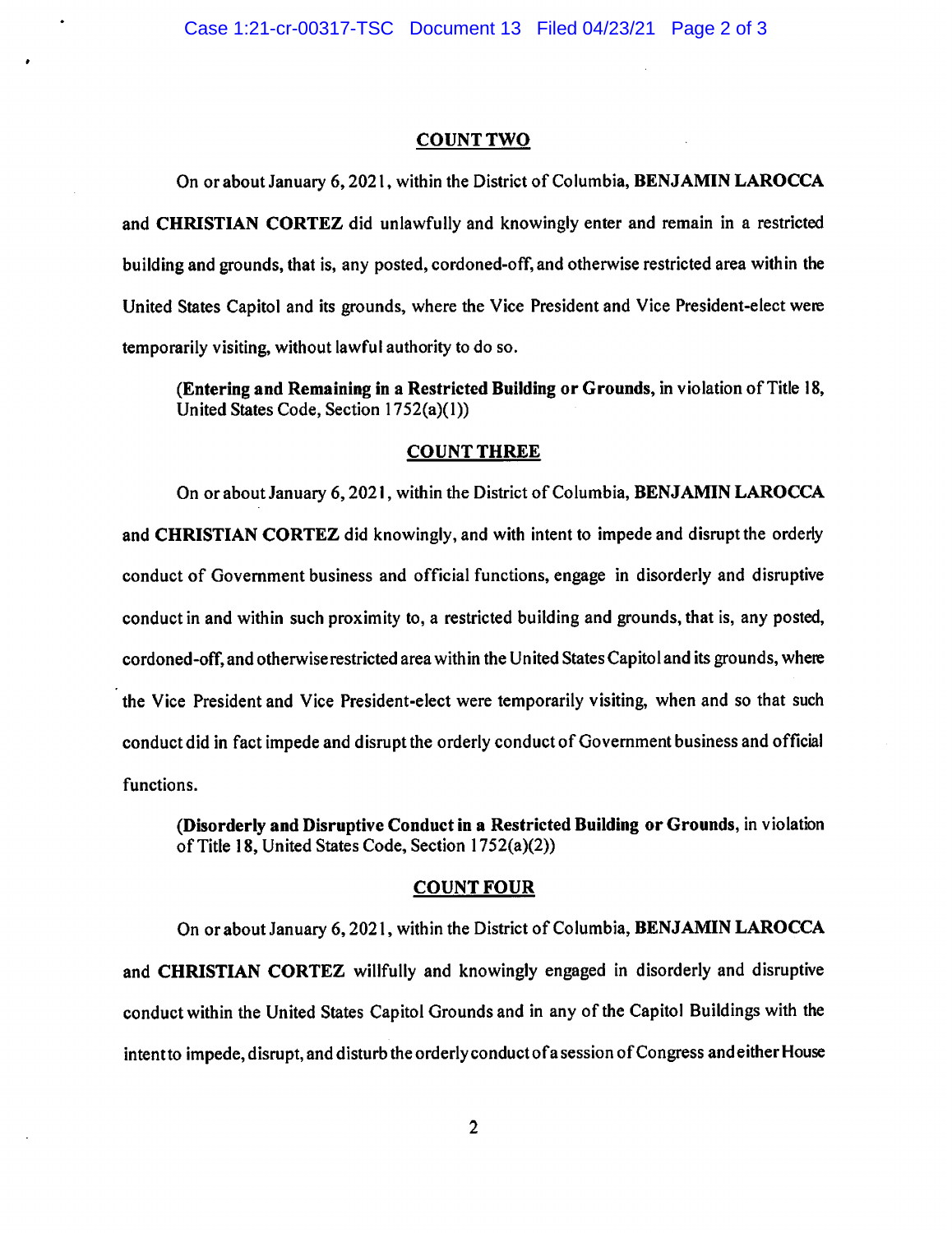## COUNT TWO

On or about January 6, 2021, within the District of Columbia, **BENJAMIN LAROCCA** and **CHRISTIAN CORTEZ** did unlawfully and knowingly enter and remain in a restricted building and grounds, that is, any posted, cordoned-off, and otherwise restricted area within the United States Capitol and its grounds, where the Vice President and Vice President-elect were temporarily visiting, without lawful authority to do so.

> **(Entering and Remaining in a Restricted Building or Grounds,** in violation of Title 18, United States Code, Section 1752(a)(1))

## COUNT THREE

On or about January 6, 2021, within the District of Columbia, **BENJAMIN LAROCCA** and **CHRISTIAN CORTEZ** did knowingly, and with intent to impede and disrupt the orderly conduct of Government business and official functions, engage in disorderly and disruptive conduct in and within such proximity to, a restricted building and grounds, that is, any posted, cordoned-off, and otherwise restricted area within the United States Capitol and its grounds, where the Vice President and Vice President-elect were temporarily visiting, when and so that such conduct did in fact impede and disrupt the orderly conduct of Government business and official functions.

> **(Disorderly and Disruptive Conduct in a Restricted Building or Grounds,** in violation of Title 18, United States Code, Section 1752(a)(2))

## COUNT FOUR

On or about January 6, 2021, within the District of Columbia, **BENJAMIN LAROCCA** and **CHRISTIAN CORTEZ** willfully and knowingly engaged in disorderly and disruptive conduct within the United States Capitol Grounds and in any of the Capitol Buildings with the intent to impede, disrupt, and disturb the orderly conduct of a session of Congress and either House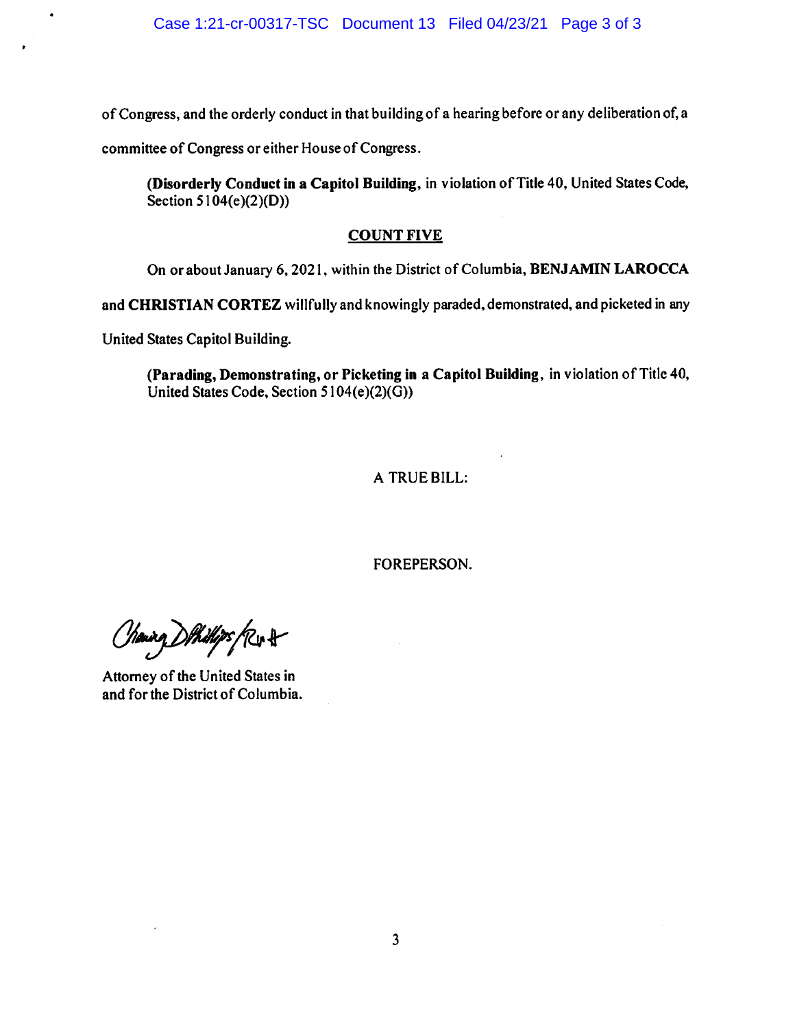of Congress, and the orderly conduct in that building of a hearing before or any deliberation of, a committee of Congress or either House of Congress.

> **(Disorderly Conduct in a Capitol Building**, in violation of Title 40, United States Code, Section 5104(e)(2)(D))

## COUNT FIVE

On or about January 6, 2021, within the District of Columbia, **BENJAMIN LAROCCA** and **CHRISTIAN CORTEZ** willfully and knowingly paraded, demonstrated, and picketed in any United States Capitol Building.

> **(Parading, Demonstrating, or Picketing in a Capitol Building**, in violation of Title 40, United States Code, Section 5104(e)(2)(G))

A TRUE BILL:

FOREPERSON.

Channing D Phillips/RLH

Attorney of the United States in
and for the District of Columbia.